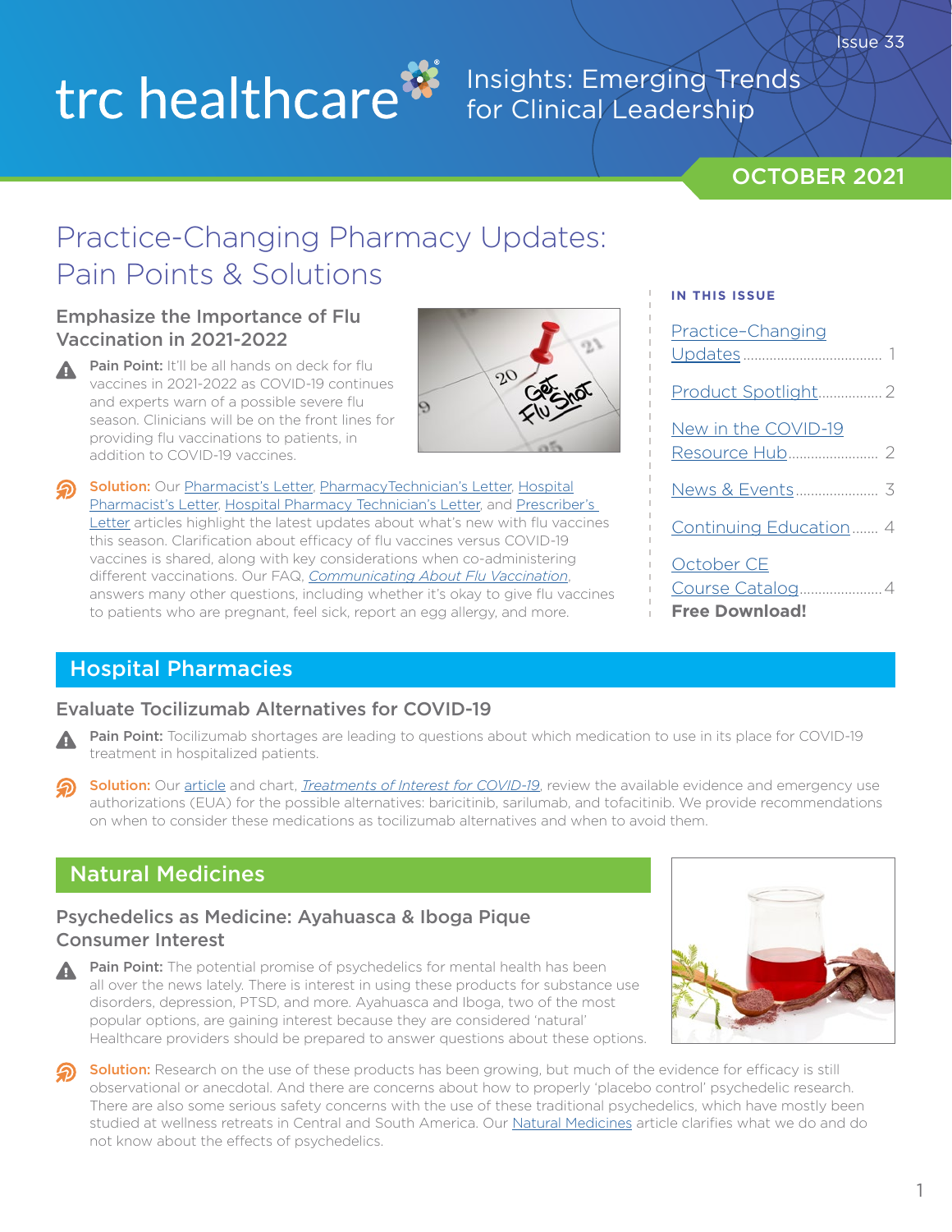trc healthcare

Insights: Emerging Trends for Clinical Leadership

OCTOBER 2021

# Practice-Changing Pharmacy Updates: Pain Points & Solutions

**IN THIS ISSUE**

- Practice-Changing Updates ..... 1
- Product Spotlight ..... 2
- New in the COVID-19 Resource Hub ..... 2
- News & Events ..... 3
- Continuing Education ..... 4
- October CE Course Catalog ..... 4 **Free Download!**

### Emphasize the Importance of Flu Vaccination in 2021-2022

**Pain Point:** It'll be all hands on deck for flu vaccines in 2021-2022 as COVID-19 continues and experts warn of a possible severe flu season. Clinicians will be on the front lines for providing flu vaccinations to patients, in addition to COVID-19 vaccines.

**Solution:** Our Pharmacist's Letter, PharmacyTechnician's Letter, Hospital Pharmacist's Letter, Hospital Pharmacy Technician's Letter, and Prescriber's Letter articles highlight the latest updates about what's new with flu vaccines this season. Clarification about efficacy of flu vaccines versus COVID-19 vaccines is shared, along with key considerations when co-administering different vaccinations. Our FAQ, *Communicating About Flu Vaccination*, answers many other questions, including whether it's okay to give flu vaccines to patients who are pregnant, feel sick, report an egg allergy, and more.

## Hospital Pharmacies

### Evaluate Tocilizumab Alternatives for COVID-19

**Pain Point:** Tocilizumab shortages are leading to questions about which medication to use in its place for COVID-19 treatment in hospitalized patients.

**Solution:** Our article and chart, *Treatments of Interest for COVID-19*, review the available evidence and emergency use authorizations (EUA) for the possible alternatives: baricitinib, sarilumab, and tofacitinib. We provide recommendations on when to consider these medications as tocilizumab alternatives and when to avoid them.

## Natural Medicines

### Psychedelics as Medicine: Ayahuasca & Iboga Pique Consumer Interest

**Pain Point:** The potential promise of psychedelics for mental health has been all over the news lately. There is interest in using these products for substance use disorders, depression, PTSD, and more. Ayahuasca and Iboga, two of the most popular options, are gaining interest because they are considered 'natural.' Healthcare providers should be prepared to answer questions about these options.

**Solution:** Research on the use of these products has been growing, but much of the evidence for efficacy is still observational or anecdotal. And there are concerns about how to properly 'placebo control' psychedelic research. There are also some serious safety concerns with the use of these traditional psychedelics, which have mostly been studied at wellness retreats in Central and South America. Our Natural Medicines article clarifies what we do and do not know about the effects of psychedelics.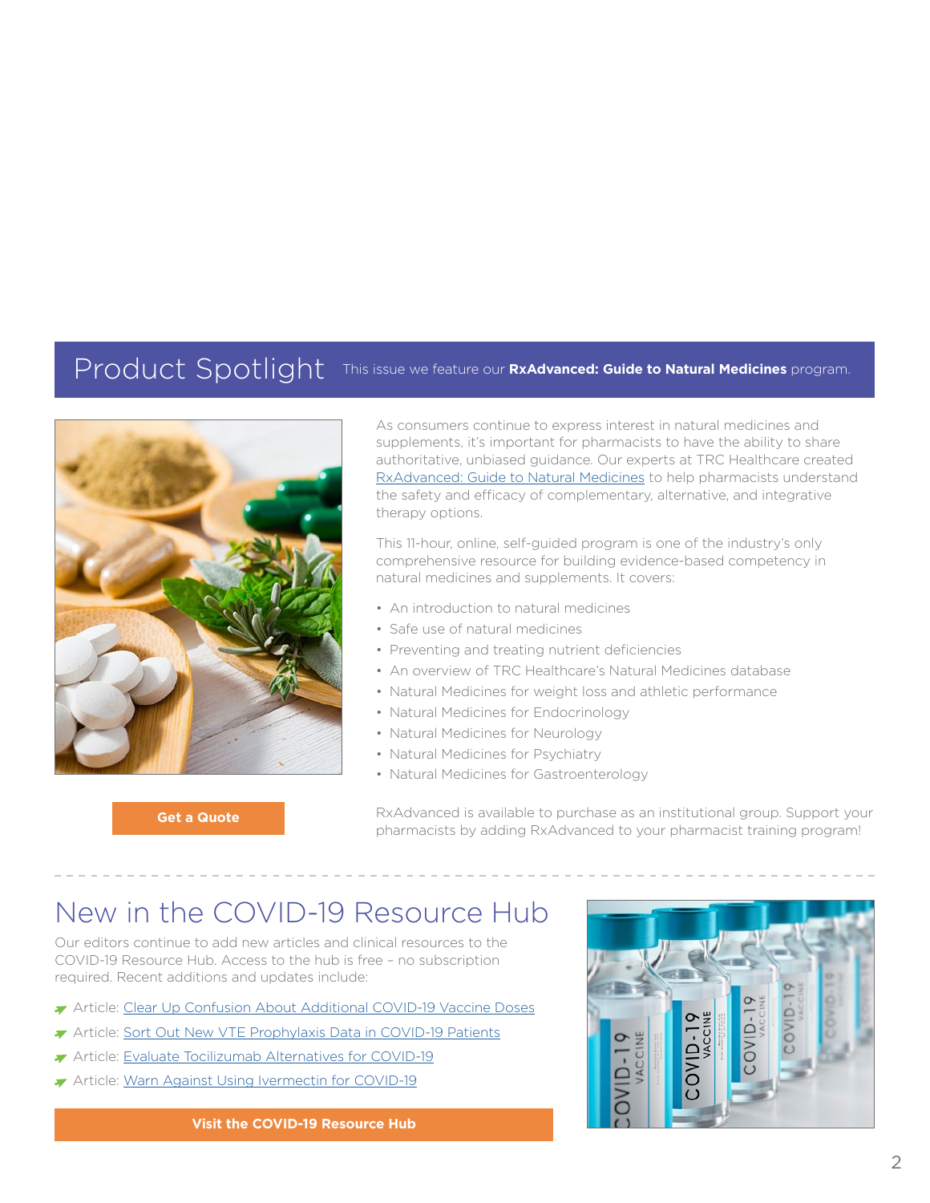## Product Spotlight

This issue we feature our **RxAdvanced: Guide to Natural Medicines** program.

As consumers continue to express interest in natural medicines and supplements, it's important for pharmacists to have the ability to share authoritative, unbiased guidance. Our experts at TRC Healthcare created RxAdvanced: Guide to Natural Medicines to help pharmacists understand the safety and efficacy of complementary, alternative, and integrative therapy options.

This 11-hour, online, self-guided program is one of the industry's only comprehensive resource for building evidence-based competency in natural medicines and supplements. It covers:

- An introduction to natural medicines
- Safe use of natural medicines
- Preventing and treating nutrient deficiencies
- An overview of TRC Healthcare's Natural Medicines database
- Natural Medicines for weight loss and athletic performance
- Natural Medicines for Endocrinology
- Natural Medicines for Neurology
- Natural Medicines for Psychiatry
- Natural Medicines for Gastroenterology

RxAdvanced is available to purchase as an institutional group. Support your pharmacists by adding RxAdvanced to your pharmacist training program!

**Get a Quote**

## New in the COVID-19 Resource Hub

Our editors continue to add new articles and clinical resources to the COVID-19 Resource Hub. Access to the hub is free – no subscription required. Recent additions and updates include:

- Article: Clear Up Confusion About Additional COVID-19 Vaccine Doses
- Article: Sort Out New VTE Prophylaxis Data in COVID-19 Patients
- Article: Evaluate Tocilizumab Alternatives for COVID-19
- Article: Warn Against Using Ivermectin for COVID-19

**Visit the COVID-19 Resource Hub**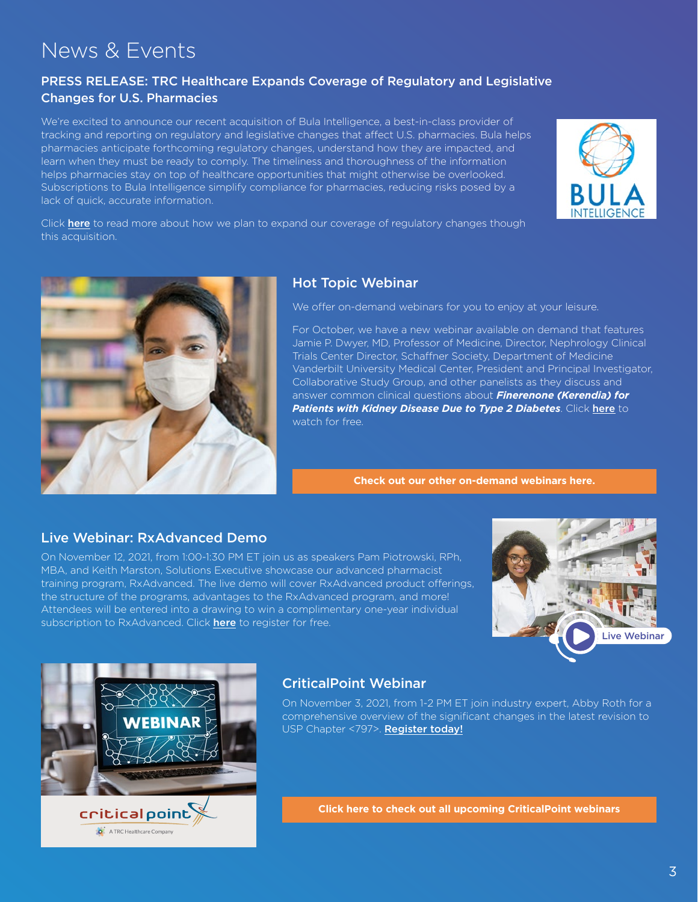# News & Events

## PRESS RELEASE: TRC Healthcare Expands Coverage of Regulatory and Legislative Changes for U.S. Pharmacies

We're excited to announce our recent acquisition of Bula Intelligence, a best-in-class provider of tracking and reporting on regulatory and legislative changes that affect U.S. pharmacies. Bula helps pharmacies anticipate forthcoming regulatory changes, understand how they are impacted, and learn when they must be ready to comply. The timeliness and thoroughness of the information helps pharmacies stay on top of healthcare opportunities that might otherwise be overlooked. Subscriptions to Bula Intelligence simplify compliance for pharmacies, reducing risks posed by a lack of quick, accurate information.

Click **here** to read more about how we plan to expand our coverage of regulatory changes though this acquisition.

## Hot Topic Webinar

We offer on-demand webinars for you to enjoy at your leisure.

For October, we have a new webinar available on demand that features Jamie P. Dwyer, MD, Professor of Medicine, Director, Nephrology Clinical Trials Center Director, Schaffner Society, Department of Medicine Vanderbilt University Medical Center, President and Principal Investigator, Collaborative Study Group, and other panelists as they discuss and answer common clinical questions about ***Finerenone (Kerendia) for Patients with Kidney Disease Due to Type 2 Diabetes***. Click **here** to watch for free.

**Check out our other on-demand webinars here.**

## Live Webinar: RxAdvanced Demo

On November 12, 2021, from 1:00-1:30 PM ET join us as speakers Pam Piotrowski, RPh, MBA, and Keith Marston, Solutions Executive showcase our advanced pharmacist training program, RxAdvanced. The live demo will cover RxAdvanced product offerings, the structure of the programs, advantages to the RxAdvanced program, and more! Attendees will be entered into a drawing to win a complimentary one-year individual subscription to RxAdvanced. Click **here** to register for free.

## CriticalPoint Webinar

On November 3, 2021, from 1-2 PM ET join industry expert, Abby Roth for a comprehensive overview of the significant changes in the latest revision to USP Chapter <797>. **Register today!**

**Click here to check out all upcoming CriticalPoint webinars**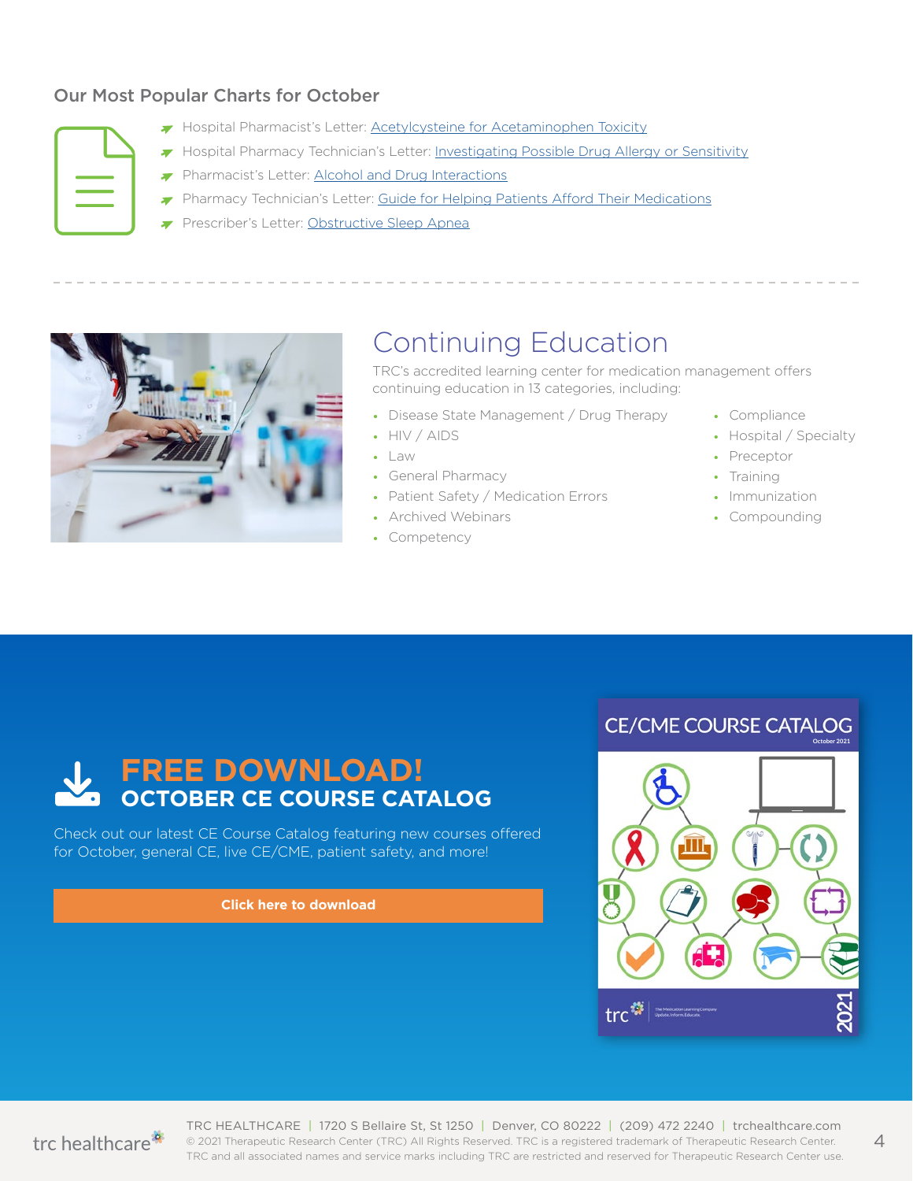## Our Most Popular Charts for October

- Hospital Pharmacist's Letter: Acetylcysteine for Acetaminophen Toxicity
- Hospital Pharmacy Technician's Letter: Investigating Possible Drug Allergy or Sensitivity
- Pharmacist's Letter: Alcohol and Drug Interactions
- Pharmacy Technician's Letter: Guide for Helping Patients Afford Their Medications
- Prescriber's Letter: Obstructive Sleep Apnea

# Continuing Education

TRC's accredited learning center for medication management offers continuing education in 13 categories, including:

- Disease State Management / Drug Therapy
- HIV / AIDS
- Law
- General Pharmacy
- Patient Safety / Medication Errors
- Archived Webinars
- Competency
- Compliance
- Hospital / Specialty
- Preceptor
- Training
- Immunization
- Compounding

## FREE DOWNLOAD!
### OCTOBER CE COURSE CATALOG

Check out our latest CE Course Catalog featuring new courses offered for October, general CE, live CE/CME, patient safety, and more!

**Click here to download**

CE/CME COURSE CATALOG

October 2021

TRC HEALTHCARE | 1720 S Bellaire St, St 1250 | Denver, CO 80222 | (209) 472 2240 | trchealthcare.com

© 2021 Therapeutic Research Center (TRC) All Rights Reserved. TRC is a registered trademark of Therapeutic Research Center. TRC and all associated names and service marks including TRC are restricted and reserved for Therapeutic Research Center use.